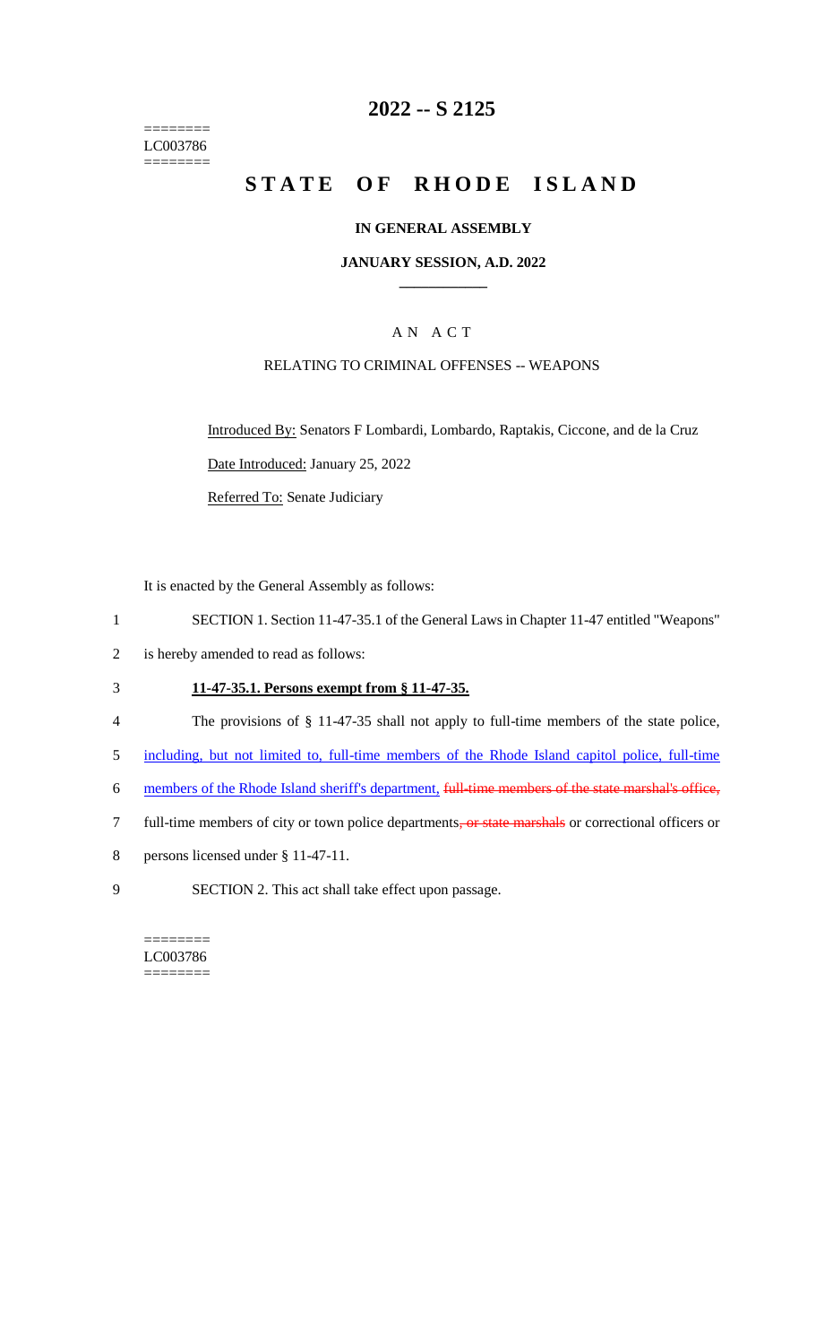========
LC003786
========

# 2022 -- S 2125

# STATE OF RHODE ISLAND

### IN GENERAL ASSEMBLY

### JANUARY SESSION, A.D. 2022

____________

## A N A C T

RELATING TO CRIMINAL OFFENSES -- WEAPONS

Introduced By: Senators F Lombardi, Lombardo, Raptakis, Ciccone, and de la Cruz

Date Introduced: January 25, 2022

Referred To: Senate Judiciary

It is enacted by the General Assembly as follows:

1 SECTION 1. Section 11-47-35.1 of the General Laws in Chapter 11-47 entitled "Weapons"
2 is hereby amended to read as follows:

3 **11-47-35.1. Persons exempt from § 11-47-35.**

4 The provisions of § 11-47-35 shall not apply to full-time members of the state police,
5 including, but not limited to, full-time members of the Rhode Island capitol police, full-time
6 members of the Rhode Island sheriff's department, ~~full-time members of the state marshal's office,~~
7 full-time members of city or town police departments~~, or state marshals~~ or correctional officers or
8 persons licensed under § 11-47-11.

9 SECTION 2. This act shall take effect upon passage.

========
LC003786
========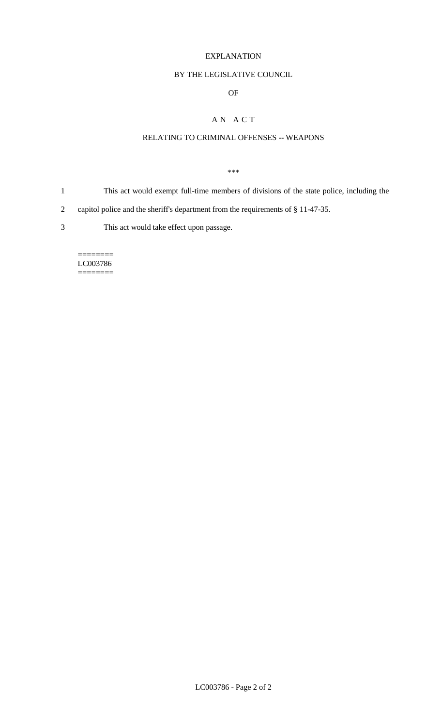EXPLANATION

BY THE LEGISLATIVE COUNCIL

OF

# A N A C T

RELATING TO CRIMINAL OFFENSES -- WEAPONS

\*\*\*

This act would exempt full-time members of divisions of the state police, including the capitol police and the sheriff's department from the requirements of § 11-47-35.

This act would take effect upon passage.

========
LC003786
========